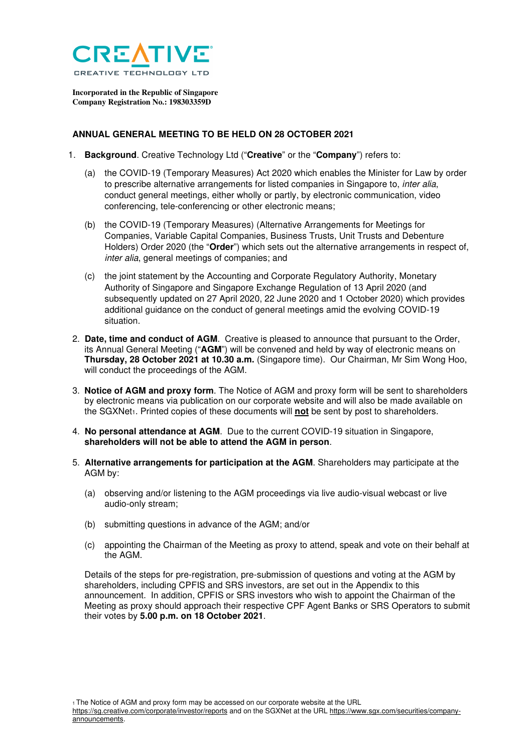CREATIVE

CREATIVE TECHNOLOGY LTD

**Incorporated in the Republic of Singapore**
**Company Registration No.: 198303359D**

## ANNUAL GENERAL MEETING TO BE HELD ON 28 OCTOBER 2021

1. **Background**. Creative Technology Ltd ("**Creative**" or the "**Company**") refers to:

   (a) the COVID-19 (Temporary Measures) Act 2020 which enables the Minister for Law by order to prescribe alternative arrangements for listed companies in Singapore to, *inter alia*, conduct general meetings, either wholly or partly, by electronic communication, video conferencing, tele-conferencing or other electronic means;

   (b) the COVID-19 (Temporary Measures) (Alternative Arrangements for Meetings for Companies, Variable Capital Companies, Business Trusts, Unit Trusts and Debenture Holders) Order 2020 (the "**Order**") which sets out the alternative arrangements in respect of, *inter alia*, general meetings of companies; and

   (c) the joint statement by the Accounting and Corporate Regulatory Authority, Monetary Authority of Singapore and Singapore Exchange Regulation of 13 April 2020 (and subsequently updated on 27 April 2020, 22 June 2020 and 1 October 2020) which provides additional guidance on the conduct of general meetings amid the evolving COVID-19 situation.

2. **Date, time and conduct of AGM**. Creative is pleased to announce that pursuant to the Order, its Annual General Meeting ("**AGM**") will be convened and held by way of electronic means on **Thursday, 28 October 2021 at 10.30 a.m.** (Singapore time). Our Chairman, Mr Sim Wong Hoo, will conduct the proceedings of the AGM.

3. **Notice of AGM and proxy form**. The Notice of AGM and proxy form will be sent to shareholders by electronic means via publication on our corporate website and will also be made available on the SGXNet[1]. Printed copies of these documents will **not** be sent by post to shareholders.

4. **No personal attendance at AGM**. Due to the current COVID-19 situation in Singapore, **shareholders will not be able to attend the AGM in person**.

5. **Alternative arrangements for participation at the AGM**. Shareholders may participate at the AGM by:

   (a) observing and/or listening to the AGM proceedings via live audio-visual webcast or live audio-only stream;

   (b) submitting questions in advance of the AGM; and/or

   (c) appointing the Chairman of the Meeting as proxy to attend, speak and vote on their behalf at the AGM.

   Details of the steps for pre-registration, pre-submission of questions and voting at the AGM by shareholders, including CPFIS and SRS investors, are set out in the Appendix to this announcement. In addition, CPFIS or SRS investors who wish to appoint the Chairman of the Meeting as proxy should approach their respective CPF Agent Banks or SRS Operators to submit their votes by **5.00 p.m. on 18 October 2021**.

[1] The Notice of AGM and proxy form may be accessed on our corporate website at the URL https://sg.creative.com/corporate/investor/reports and on the SGXNet at the URL https://www.sgx.com/securities/company-announcements.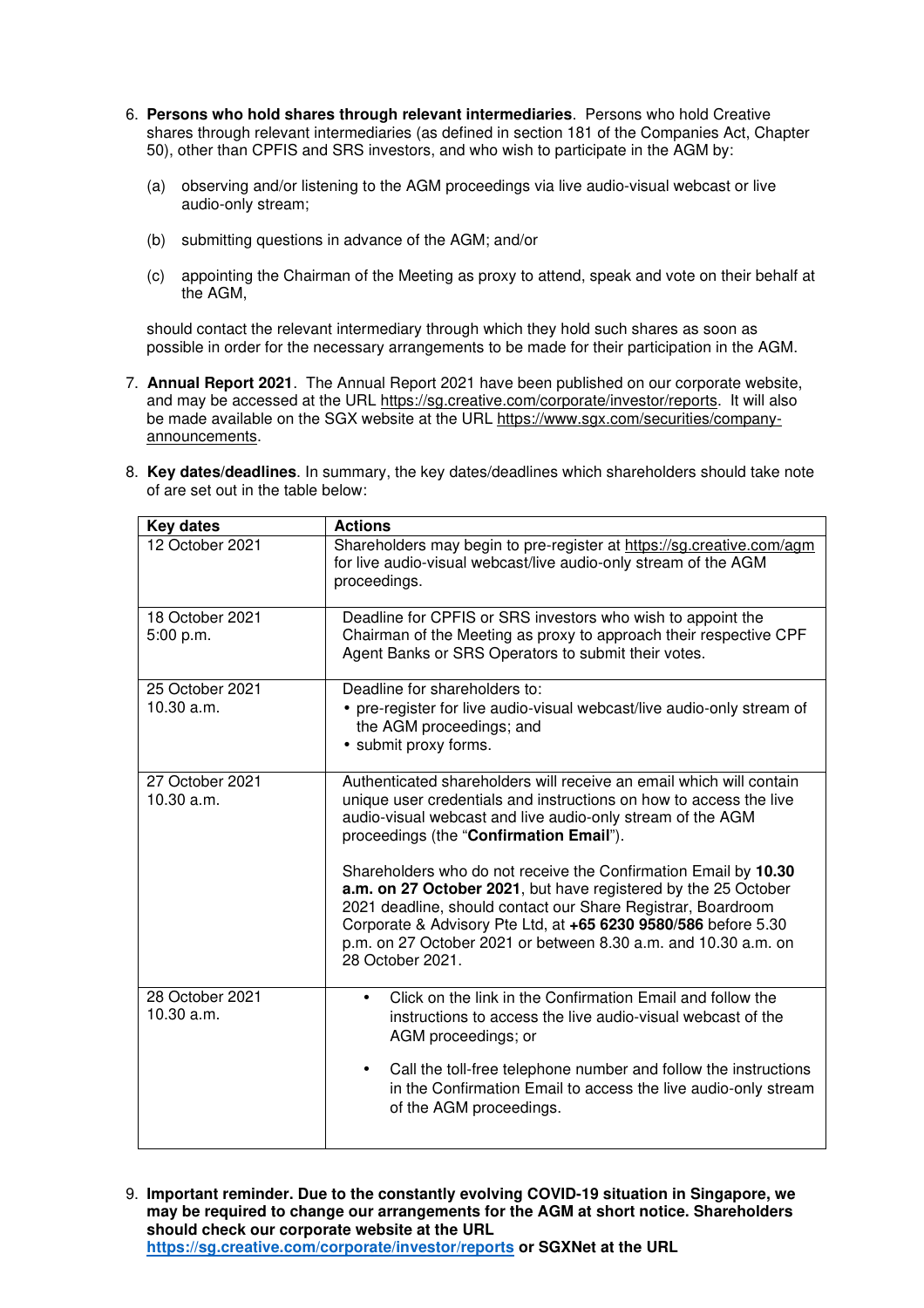6. **Persons who hold shares through relevant intermediaries**. Persons who hold Creative shares through relevant intermediaries (as defined in section 181 of the Companies Act, Chapter 50), other than CPFIS and SRS investors, and who wish to participate in the AGM by:

   (a) observing and/or listening to the AGM proceedings via live audio-visual webcast or live audio-only stream;

   (b) submitting questions in advance of the AGM; and/or

   (c) appointing the Chairman of the Meeting as proxy to attend, speak and vote on their behalf at the AGM,

   should contact the relevant intermediary through which they hold such shares as soon as possible in order for the necessary arrangements to be made for their participation in the AGM.

7. **Annual Report 2021**. The Annual Report 2021 have been published on our corporate website, and may be accessed at the URL https://sg.creative.com/corporate/investor/reports. It will also be made available on the SGX website at the URL https://www.sgx.com/securities/company-announcements.

8. **Key dates/deadlines**. In summary, the key dates/deadlines which shareholders should take note of are set out in the table below:

| Key dates | Actions |
|---|---|
| 12 October 2021 | Shareholders may begin to pre-register at https://sg.creative.com/agm for live audio-visual webcast/live audio-only stream of the AGM proceedings. |
| 18 October 2021 5:00 p.m. | Deadline for CPFIS or SRS investors who wish to appoint the Chairman of the Meeting as proxy to approach their respective CPF Agent Banks or SRS Operators to submit their votes. |
| 25 October 2021 10.30 a.m. | Deadline for shareholders to:<br>• pre-register for live audio-visual webcast/live audio-only stream of the AGM proceedings; and<br>• submit proxy forms. |
| 27 October 2021 10.30 a.m. | Authenticated shareholders will receive an email which will contain unique user credentials and instructions on how to access the live audio-visual webcast and live audio-only stream of the AGM proceedings (the "**Confirmation Email**").<br><br>Shareholders who do not receive the Confirmation Email by **10.30 a.m. on 27 October 2021**, but have registered by the 25 October 2021 deadline, should contact our Share Registrar, Boardroom Corporate & Advisory Pte Ltd, at **+65 6230 9580/586** before 5.30 p.m. on 27 October 2021 or between 8.30 a.m. and 10.30 a.m. on 28 October 2021. |
| 28 October 2021 10.30 a.m. | • Click on the link in the Confirmation Email and follow the instructions to access the live audio-visual webcast of the AGM proceedings; or<br><br>• Call the toll-free telephone number and follow the instructions in the Confirmation Email to access the live audio-only stream of the AGM proceedings. |

9. **Important reminder. Due to the constantly evolving COVID-19 situation in Singapore, we may be required to change our arrangements for the AGM at short notice. Shareholders should check our corporate website at the URL https://sg.creative.com/corporate/investor/reports or SGXNet at the URL**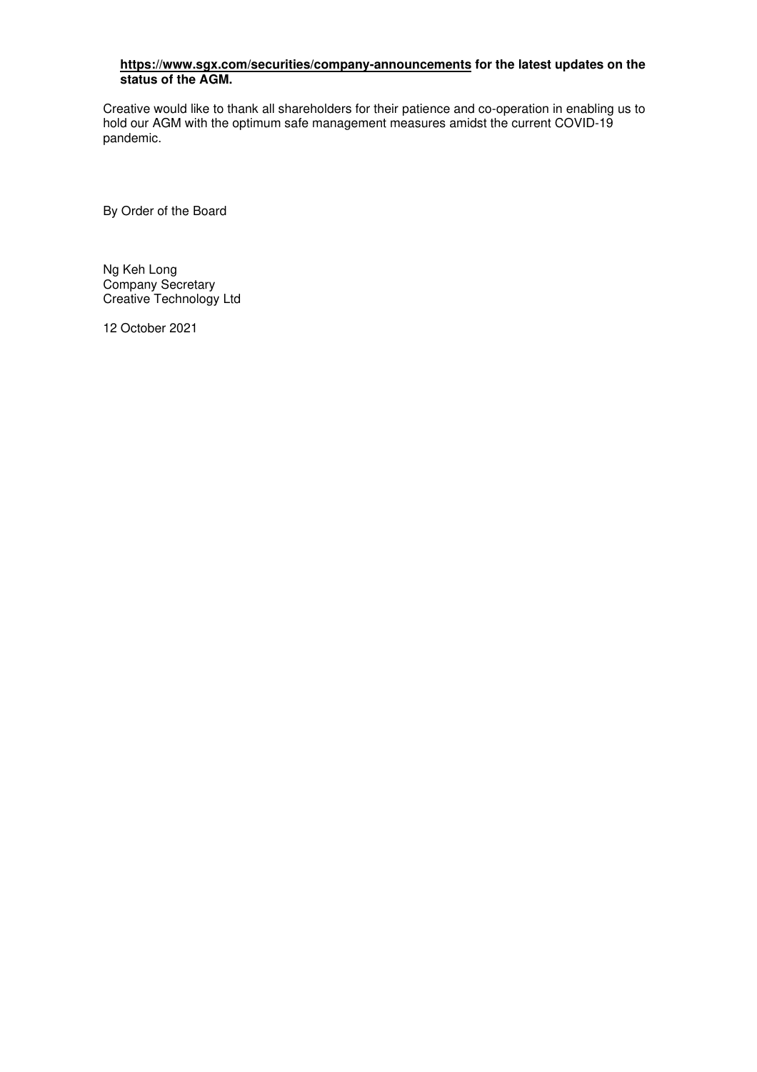**https://www.sgx.com/securities/company-announcements for the latest updates on the status of the AGM.**

Creative would like to thank all shareholders for their patience and co-operation in enabling us to hold our AGM with the optimum safe management measures amidst the current COVID-19 pandemic.

By Order of the Board

Ng Keh Long
Company Secretary
Creative Technology Ltd

12 October 2021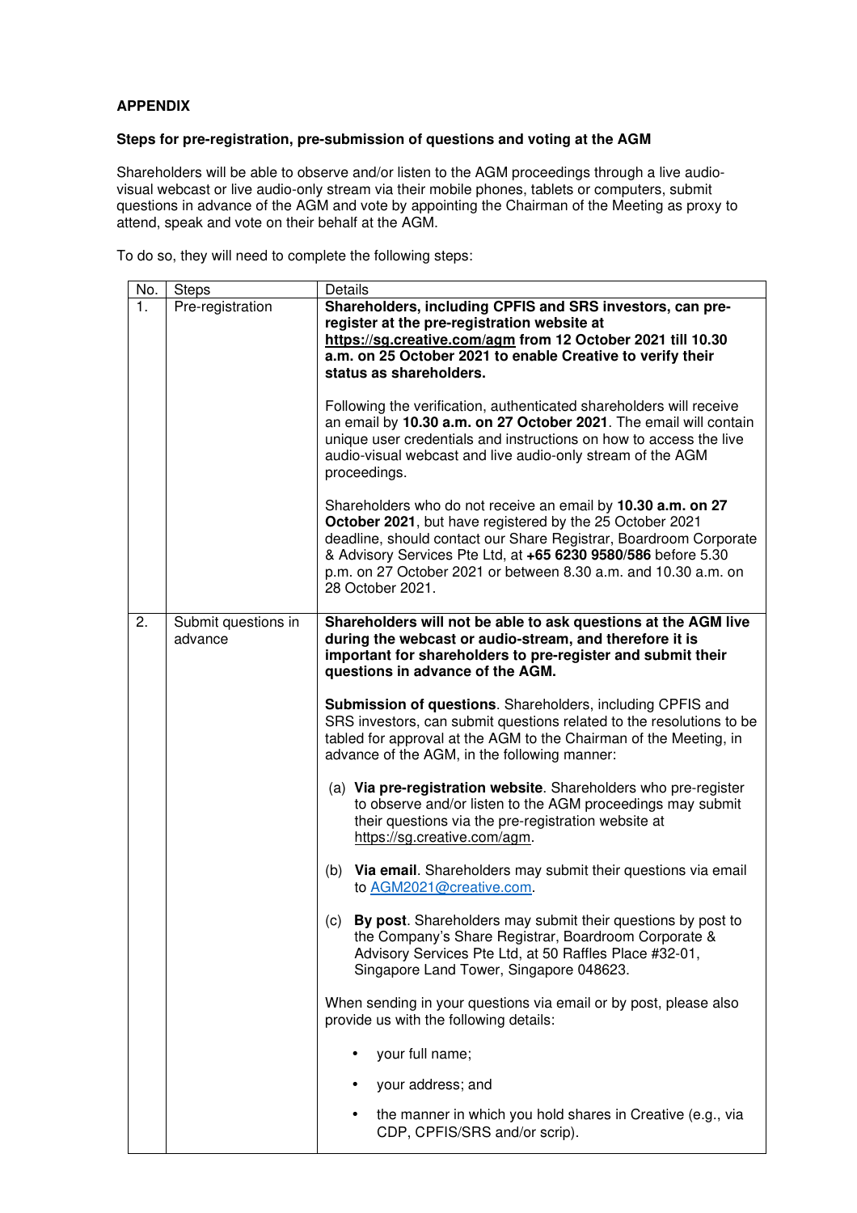**APPENDIX**

**Steps for pre-registration, pre-submission of questions and voting at the AGM**

Shareholders will be able to observe and/or listen to the AGM proceedings through a live audio-visual webcast or live audio-only stream via their mobile phones, tablets or computers, submit questions in advance of the AGM and vote by appointing the Chairman of the Meeting as proxy to attend, speak and vote on their behalf at the AGM.

To do so, they will need to complete the following steps:

| No. | Steps | Details |
|---|---|---|
| 1. | Pre-registration | **Shareholders, including CPFIS and SRS investors, can pre-register at the pre-registration website at https://sg.creative.com/agm from 12 October 2021 till 10.30 a.m. on 25 October 2021 to enable Creative to verify their status as shareholders.**<br><br>Following the verification, authenticated shareholders will receive an email by **10.30 a.m. on 27 October 2021**. The email will contain unique user credentials and instructions on how to access the live audio-visual webcast and live audio-only stream of the AGM proceedings.<br><br>Shareholders who do not receive an email by **10.30 a.m. on 27 October 2021**, but have registered by the 25 October 2021 deadline, should contact our Share Registrar, Boardroom Corporate & Advisory Services Pte Ltd, at **+65 6230 9580/586** before 5.30 p.m. on 27 October 2021 or between 8.30 a.m. and 10.30 a.m. on 28 October 2021. |
| 2. | Submit questions in advance | **Shareholders will not be able to ask questions at the AGM live during the webcast or audio-stream, and therefore it is important for shareholders to pre-register and submit their questions in advance of the AGM.**<br><br>**Submission of questions**. Shareholders, including CPFIS and SRS investors, can submit questions related to the resolutions to be tabled for approval at the AGM to the Chairman of the Meeting, in advance of the AGM, in the following manner:<br><br>(a) **Via pre-registration website**. Shareholders who pre-register to observe and/or listen to the AGM proceedings may submit their questions via the pre-registration website at https://sg.creative.com/agm.<br><br>(b) **Via email**. Shareholders may submit their questions via email to AGM2021@creative.com.<br><br>(c) **By post**. Shareholders may submit their questions by post to the Company's Share Registrar, Boardroom Corporate & Advisory Services Pte Ltd, at 50 Raffles Place #32-01, Singapore Land Tower, Singapore 048623.<br><br>When sending in your questions via email or by post, please also provide us with the following details:<br><br>• your full name;<br><br>• your address; and<br><br>• the manner in which you hold shares in Creative (e.g., via CDP, CPFIS/SRS and/or scrip). |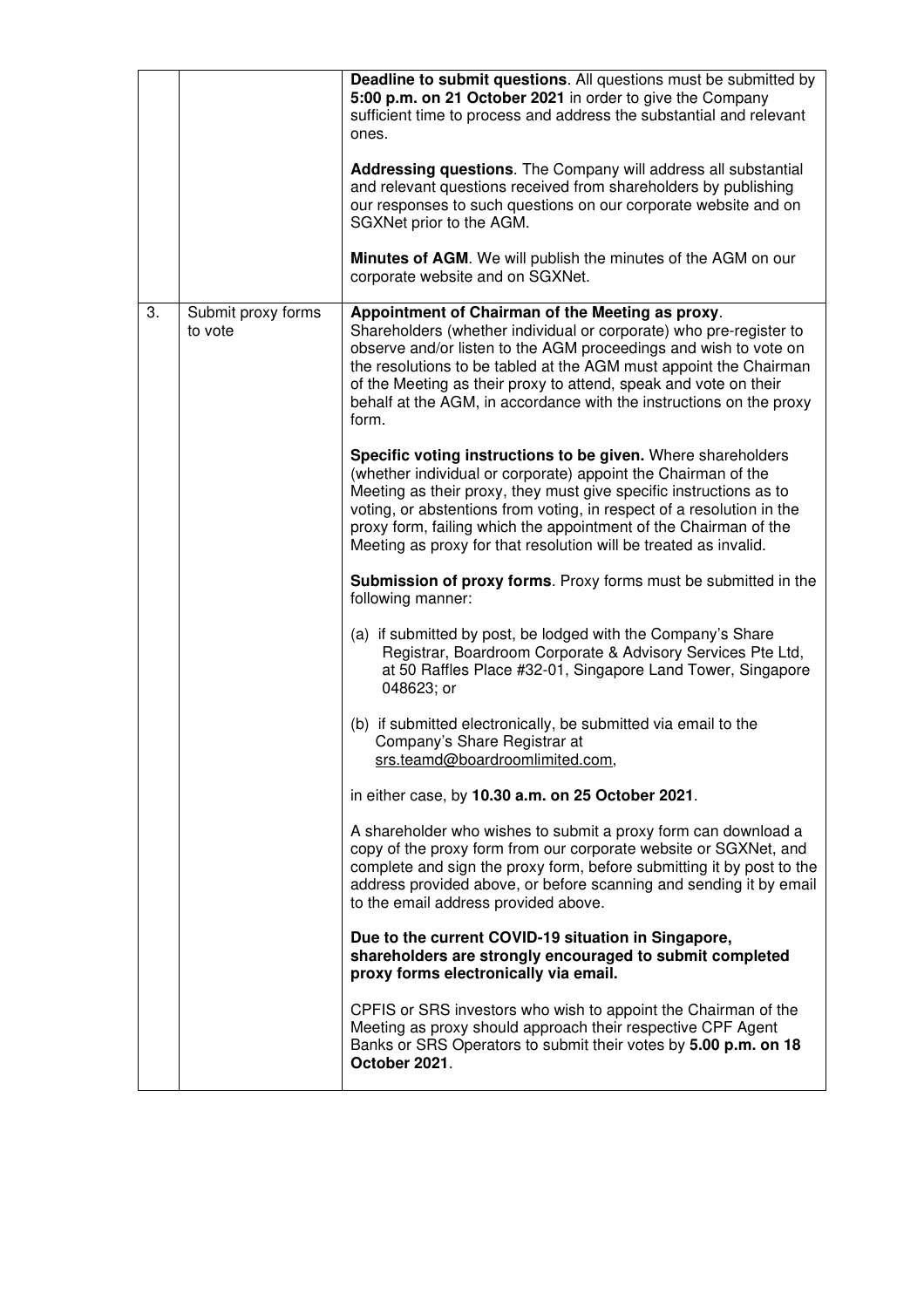| | | |
|---|---|---|
| | | **Deadline to submit questions**. All questions must be submitted by **5:00 p.m. on 21 October 2021** in order to give the Company sufficient time to process and address the substantial and relevant ones.<br><br>**Addressing questions**. The Company will address all substantial and relevant questions received from shareholders by publishing our responses to such questions on our corporate website and on SGXNet prior to the AGM.<br><br>**Minutes of AGM**. We will publish the minutes of the AGM on our corporate website and on SGXNet. |
| 3. | Submit proxy forms to vote | **Appointment of Chairman of the Meeting as proxy**. Shareholders (whether individual or corporate) who pre-register to observe and/or listen to the AGM proceedings and wish to vote on the resolutions to be tabled at the AGM must appoint the Chairman of the Meeting as their proxy to attend, speak and vote on their behalf at the AGM, in accordance with the instructions on the proxy form.<br><br>**Specific voting instructions to be given.** Where shareholders (whether individual or corporate) appoint the Chairman of the Meeting as their proxy, they must give specific instructions as to voting, or abstentions from voting, in respect of a resolution in the proxy form, failing which the appointment of the Chairman of the Meeting as proxy for that resolution will be treated as invalid.<br><br>**Submission of proxy forms**. Proxy forms must be submitted in the following manner:<br><br>(a) if submitted by post, be lodged with the Company's Share Registrar, Boardroom Corporate & Advisory Services Pte Ltd, at 50 Raffles Place #32-01, Singapore Land Tower, Singapore 048623; or<br><br>(b) if submitted electronically, be submitted via email to the Company's Share Registrar at srs.teamd@boardroomlimited.com,<br><br>in either case, by **10.30 a.m. on 25 October 2021**.<br><br>A shareholder who wishes to submit a proxy form can download a copy of the proxy form from our corporate website or SGXNet, and complete and sign the proxy form, before submitting it by post to the address provided above, or before scanning and sending it by email to the email address provided above.<br><br>**Due to the current COVID-19 situation in Singapore, shareholders are strongly encouraged to submit completed proxy forms electronically via email.**<br><br>CPFIS or SRS investors who wish to appoint the Chairman of the Meeting as proxy should approach their respective CPF Agent Banks or SRS Operators to submit their votes by **5.00 p.m. on 18 October 2021**. |